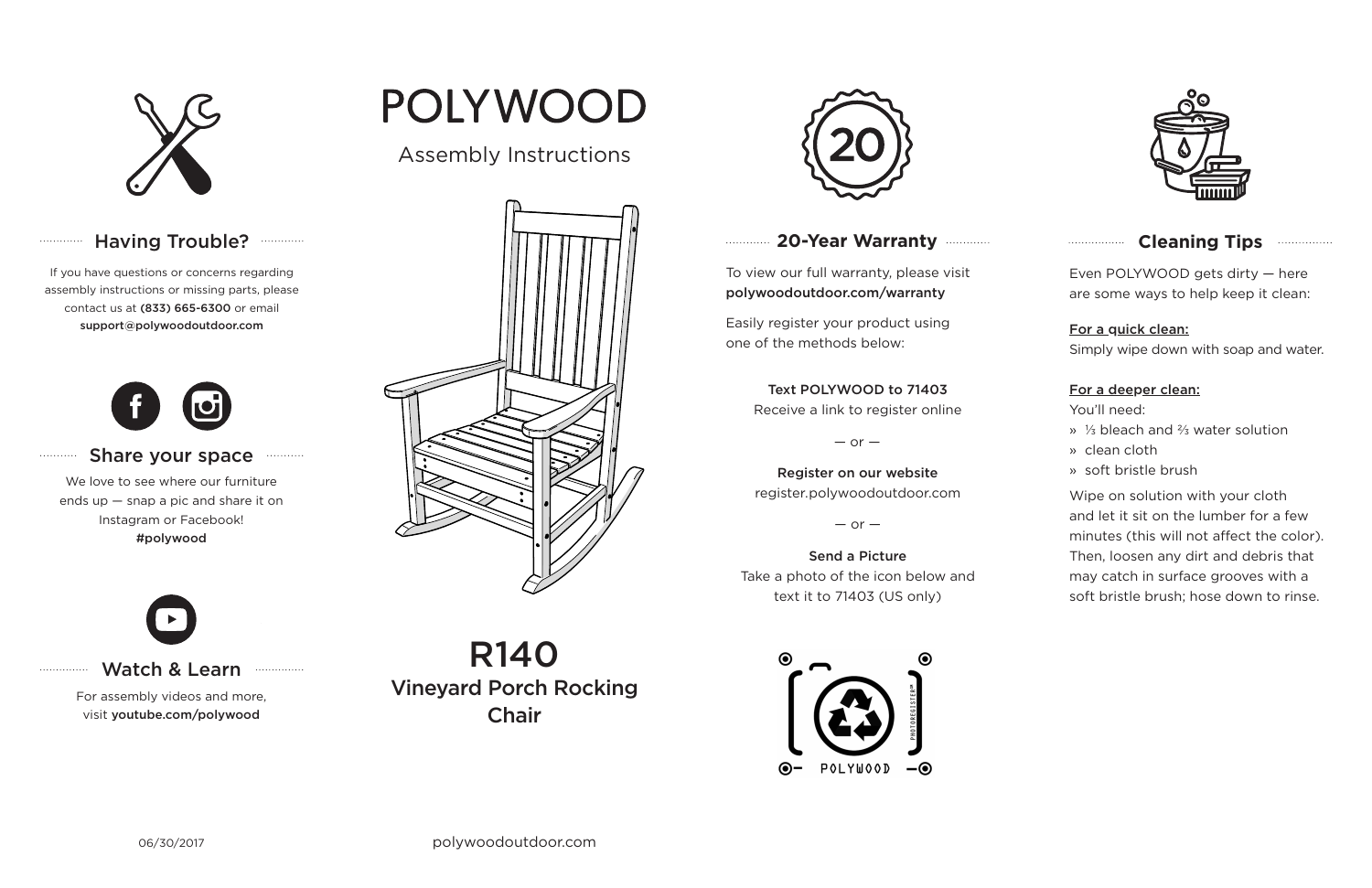# POLYWOOD

Assembly Instructions

## R140

## Vineyard Porch Rocking Chair

## Having Trouble?

If you have questions or concerns regarding assembly instructions or missing parts, please contact us at **(833) 665-6300** or email **support@polywoodoutdoor.com**

## Share your space

We love to see where our furniture ends up — snap a pic and share it on Instagram or Facebook!
**#polywood**

## Watch & Learn

For assembly videos and more, visit **youtube.com/polywood**

## 20-Year Warranty

To view our full warranty, please visit **polywoodoutdoor.com/warranty**

Easily register your product using one of the methods below:

**Text POLYWOOD to 71403**
Receive a link to register online

— or —

**Register on our website**
register.polywoodoutdoor.com

— or —

**Send a Picture**
Take a photo of the icon below and text it to 71403 (US only)

POLYWOOD

PHOTOREGISTER™

## Cleaning Tips

Even POLYWOOD gets dirty — here are some ways to help keep it clean:

**For a quick clean:**
Simply wipe down with soap and water.

**For a deeper clean:**
You'll need:

- ⅓ bleach and ⅔ water solution
- clean cloth
- soft bristle brush

Wipe on solution with your cloth and let it sit on the lumber for a few minutes (this will not affect the color). Then, loosen any dirt and debris that may catch in surface grooves with a soft bristle brush; hose down to rinse.

06/30/2017

polywoodoutdoor.com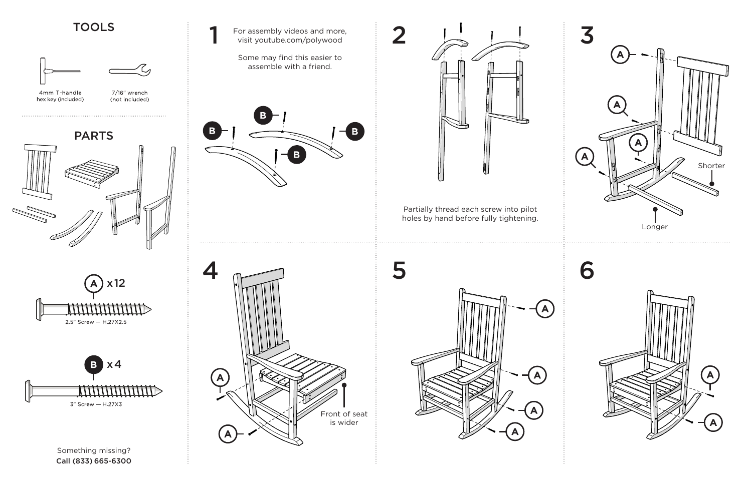## TOOLS

4mm T-handle hex key (included)

7/16" wrench (not included)

## PARTS

A x12

2.5" Screw — H.27X2.5

B x4

3" Screw — H.27X3

Something missing?
**Call (833) 665-6300**

## 1

For assembly videos and more, visit youtube.com/polywood

Some may find this easier to assemble with a friend.

B B B B

## 2

Partially thread each screw into pilot holes by hand before fully tightening.

## 3

A A A A

Shorter

Longer

## 4

A A

Front of seat is wider

## 5

A A A A

## 6

A A